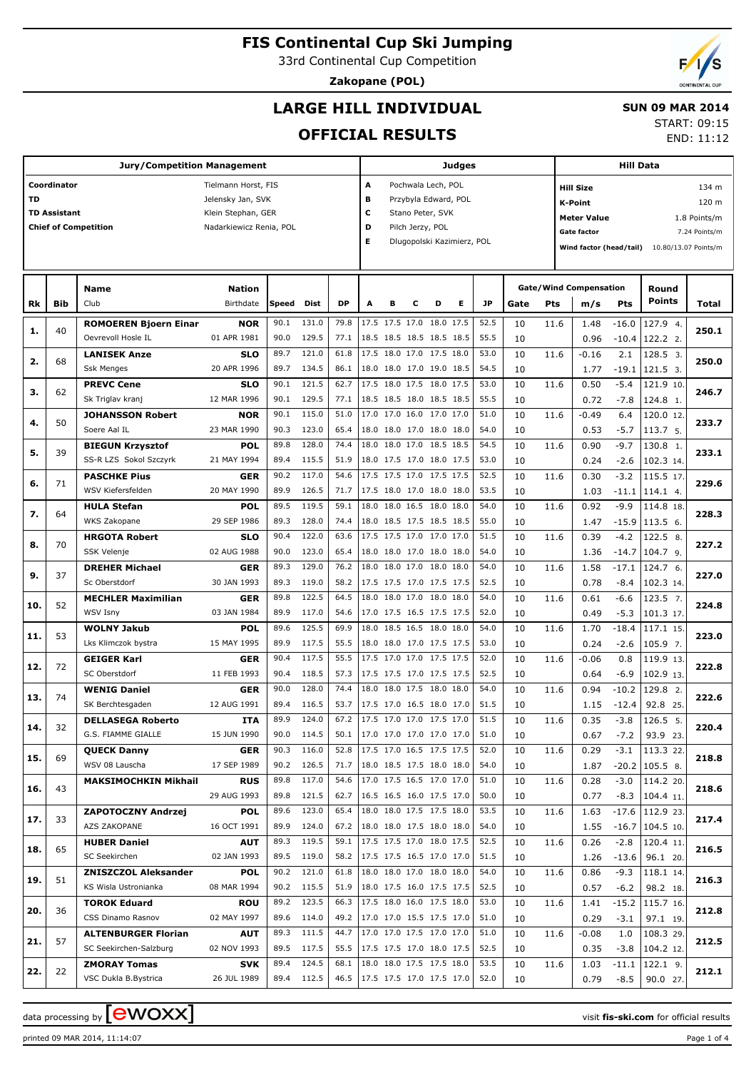# FIS Continental Cup Ski Jumping

33rd Continental Cup Competition

**Zakopane (POL)**

## LARGE HILL INDIVIDUAL

## OFFICIAL RESULTS

**SUN 09 MAR 2014**

START: 09:15

END: 11:12

| Jury/Competition Management | | Judges | | Hill Data | |
|---|---|---|---|---|---|
| Coordinator | Tielmann Horst, FIS | A | Pochwala Lech, POL | Hill Size | 134 m |
| TD | Jelensky Jan, SVK | B | Przybyla Edward, POL | K-Point | 120 m |
| TD Assistant | Klein Stephan, GER | C | Stano Peter, SVK | Meter Value | 1.8 Points/m |
| Chief of Competition | Nadarkiewicz Renia, POL | D | Pilch Jerzy, POL | Gate factor | 7.24 Points/m |
| | | E | Dlugopolski Kazimierz, POL | Wind factor (head/tail) | 10.80/13.07 Points/m |

| Rk | Bib | Name / Club | Nation / Birthdate | Speed | Dist | DP | A | B | C | D | E | JP | Gate | Pts | m/s | Pts | Round Points | Total |
|---|---|---|---|---|---|---|---|---|---|---|---|---|---|---|---|---|---|---|
| 1. | 40 | **ROMOEREN Bjoern Einar** | **NOR** | 90.1 | 131.0 | 79.8 | 17.5 | 17.5 | 17.0 | 18.0 | 17.5 | 52.5 | 10 | 11.6 | 1.48 | -16.0 | 127.9 4. | **250.1** |
| | | Oevrevoll Hosle IL | 01 APR 1981 | 90.0 | 129.5 | 77.1 | 18.5 | 18.5 | 18.5 | 18.5 | 18.5 | 55.5 | 10 | | 0.96 | -10.4 | 122.2 2. | |
| 2. | 68 | **LANISEK Anze** | **SLO** | 89.7 | 121.0 | 61.8 | 17.5 | 18.0 | 17.0 | 17.5 | 18.0 | 53.0 | 10 | 11.6 | -0.16 | 2.1 | 128.5 3. | **250.0** |
| | | Ssk Menges | 20 APR 1996 | 89.7 | 134.5 | 86.1 | 18.0 | 18.0 | 17.0 | 19.0 | 18.5 | 54.5 | 10 | | 1.77 | -19.1 | 121.5 3. | |
| 3. | 62 | **PREVC Cene** | **SLO** | 90.1 | 121.5 | 62.7 | 17.5 | 18.0 | 17.5 | 18.0 | 17.5 | 53.0 | 10 | 11.6 | 0.50 | -5.4 | 121.9 10. | **246.7** |
| | | Sk Triglav kranj | 12 MAR 1996 | 90.1 | 129.5 | 77.1 | 18.5 | 18.5 | 18.0 | 18.5 | 18.5 | 55.5 | 10 | | 0.72 | -7.8 | 124.8 1. | |
| 4. | 50 | **JOHANSSON Robert** | **NOR** | 90.1 | 115.0 | 51.0 | 17.0 | 17.0 | 16.0 | 17.0 | 17.0 | 51.0 | 10 | 11.6 | -0.49 | 6.4 | 120.0 12. | **233.7** |
| | | Soere Aal IL | 23 MAR 1990 | 90.3 | 123.0 | 65.4 | 18.0 | 18.0 | 17.0 | 18.0 | 18.0 | 54.0 | 10 | | 0.53 | -5.7 | 113.7 5. | |
| 5. | 39 | **BIEGUN Krzysztof** | **POL** | 89.8 | 128.0 | 74.4 | 18.0 | 18.0 | 17.0 | 18.5 | 18.5 | 54.5 | 10 | 11.6 | 0.90 | -9.7 | 130.8 1. | **233.1** |
| | | SS-R LZS Sokol Szczyrk | 21 MAY 1994 | 89.4 | 115.5 | 51.9 | 18.0 | 17.5 | 17.0 | 18.0 | 17.5 | 53.0 | 10 | | 0.24 | -2.6 | 102.3 14. | |
| 6. | 71 | **PASCHKE Pius** | **GER** | 90.2 | 117.0 | 54.6 | 17.5 | 17.5 | 17.0 | 17.5 | 17.5 | 52.5 | 10 | 11.6 | 0.30 | -3.2 | 115.5 17. | **229.6** |
| | | WSV Kiefersfelden | 20 MAY 1990 | 89.9 | 126.5 | 71.7 | 17.5 | 18.0 | 17.0 | 18.0 | 18.0 | 53.5 | 10 | | 1.03 | -11.1 | 114.1 4. | |
| 7. | 64 | **HULA Stefan** | **POL** | 89.5 | 119.5 | 59.1 | 18.0 | 18.0 | 16.5 | 18.0 | 18.0 | 54.0 | 10 | 11.6 | 0.92 | -9.9 | 114.8 18. | **228.3** |
| | | WKS Zakopane | 29 SEP 1986 | 89.3 | 128.0 | 74.4 | 18.0 | 18.5 | 17.5 | 18.5 | 18.5 | 55.0 | 10 | | 1.47 | -15.9 | 113.5 6. | |
| 8. | 70 | **HRGOTA Robert** | **SLO** | 90.4 | 122.0 | 63.6 | 17.5 | 17.5 | 17.0 | 17.0 | 17.0 | 51.5 | 10 | 11.6 | 0.39 | -4.2 | 122.5 8. | **227.2** |
| | | SSK Velenje | 02 AUG 1988 | 90.0 | 123.0 | 65.4 | 18.0 | 18.0 | 17.0 | 18.0 | 18.0 | 54.0 | 10 | | 1.36 | -14.7 | 104.7 9. | |
| 9. | 37 | **DREHER Michael** | **GER** | 89.3 | 129.0 | 76.2 | 18.0 | 18.0 | 17.0 | 18.0 | 18.0 | 54.0 | 10 | 11.6 | 1.58 | -17.1 | 124.7 6. | **227.0** |
| | | Sc Oberstdorf | 30 JAN 1993 | 89.3 | 119.0 | 58.2 | 17.5 | 17.5 | 17.0 | 17.5 | 17.5 | 52.5 | 10 | | 0.78 | -8.4 | 102.3 14. | |
| 10. | 52 | **MECHLER Maximilian** | **GER** | 89.8 | 122.5 | 64.5 | 18.0 | 18.0 | 17.0 | 18.0 | 18.0 | 54.0 | 10 | 11.6 | 0.61 | -6.6 | 123.5 7. | **224.8** |
| | | WSV Isny | 03 JAN 1984 | 89.9 | 117.0 | 54.6 | 17.0 | 17.5 | 16.5 | 17.5 | 17.5 | 52.0 | 10 | | 0.49 | -5.3 | 101.3 17. | |
| 11. | 53 | **WOLNY Jakub** | **POL** | 89.6 | 125.5 | 69.9 | 18.0 | 18.5 | 16.5 | 18.0 | 18.0 | 54.0 | 10 | 11.6 | 1.70 | -18.4 | 117.1 15. | **223.0** |
| | | Lks Klimczok bystra | 15 MAY 1995 | 89.9 | 117.5 | 55.5 | 18.0 | 18.0 | 17.0 | 17.5 | 17.5 | 53.0 | 10 | | 0.24 | -2.6 | 105.9 7. | |
| 12. | 72 | **GEIGER Karl** | **GER** | 90.4 | 117.5 | 55.5 | 17.5 | 17.0 | 17.0 | 17.5 | 17.5 | 52.0 | 10 | 11.6 | -0.06 | 0.8 | 119.9 13. | **222.8** |
| | | SC Oberstdorf | 11 FEB 1993 | 90.4 | 118.5 | 57.3 | 17.5 | 17.5 | 17.0 | 17.5 | 17.5 | 52.5 | 10 | | 0.64 | -6.9 | 102.9 13. | |
| 13. | 74 | **WENIG Daniel** | **GER** | 90.0 | 128.0 | 74.4 | 18.0 | 18.0 | 17.5 | 18.0 | 18.0 | 54.0 | 10 | 11.6 | 0.94 | -10.2 | 129.8 2. | **222.6** |
| | | SK Berchtesgaden | 12 AUG 1991 | 89.4 | 116.5 | 53.7 | 17.5 | 17.0 | 16.5 | 18.0 | 17.0 | 51.5 | 10 | | 1.15 | -12.4 | 92.8 25. | |
| 14. | 32 | **DELLASEGA Roberto** | **ITA** | 89.9 | 124.0 | 67.2 | 17.5 | 17.0 | 17.0 | 17.5 | 17.0 | 51.5 | 10 | 11.6 | 0.35 | -3.8 | 126.5 5. | **220.4** |
| | | G.S. FIAMME GIALLE | 15 JUN 1990 | 90.0 | 114.5 | 50.1 | 17.0 | 17.0 | 17.0 | 17.0 | 17.0 | 51.0 | 10 | | 0.67 | -7.2 | 93.9 23. | |
| 15. | 69 | **QUECK Danny** | **GER** | 90.3 | 116.0 | 52.8 | 17.5 | 17.0 | 16.5 | 17.5 | 17.5 | 52.0 | 10 | 11.6 | 0.29 | -3.1 | 113.3 22. | **218.8** |
| | | WSV 08 Lauscha | 17 SEP 1989 | 90.2 | 126.5 | 71.7 | 18.0 | 18.5 | 17.5 | 18.0 | 18.0 | 54.0 | 10 | | 1.87 | -20.2 | 105.5 8. | |
| 16. | 43 | **MAKSIMOCHKIN Mikhail** | **RUS** | 89.8 | 117.0 | 54.6 | 17.0 | 17.5 | 16.5 | 17.0 | 17.0 | 51.0 | 10 | 11.6 | 0.28 | -3.0 | 114.2 20. | **218.6** |
| | | | 29 AUG 1993 | 89.8 | 121.5 | 62.7 | 16.5 | 16.5 | 16.0 | 17.5 | 17.0 | 50.0 | 10 | | 0.77 | -8.3 | 104.4 11. | |
| 17. | 33 | **ZAPOTOCZNY Andrzej** | **POL** | 89.6 | 123.0 | 65.4 | 18.0 | 18.0 | 17.5 | 17.5 | 18.0 | 53.5 | 10 | 11.6 | 1.63 | -17.6 | 112.9 23. | **217.4** |
| | | AZS ZAKOPANE | 16 OCT 1991 | 89.9 | 124.0 | 67.2 | 18.0 | 18.0 | 17.5 | 18.0 | 18.0 | 54.0 | 10 | | 1.55 | -16.7 | 104.5 10. | |
| 18. | 65 | **HUBER Daniel** | **AUT** | 89.3 | 119.5 | 59.1 | 17.5 | 17.5 | 17.0 | 18.0 | 17.5 | 52.5 | 10 | 11.6 | 0.26 | -2.8 | 120.4 11. | **216.5** |
| | | SC Seekirchen | 02 JAN 1993 | 89.5 | 119.0 | 58.2 | 17.5 | 17.5 | 16.5 | 17.0 | 17.0 | 51.5 | 10 | | 1.26 | -13.6 | 96.1 20. | |
| 19. | 51 | **ZNISZCZOL Aleksander** | **POL** | 90.2 | 121.0 | 61.8 | 18.0 | 18.0 | 17.0 | 18.0 | 18.0 | 54.0 | 10 | 11.6 | 0.86 | -9.3 | 118.1 14. | **216.3** |
| | | KS Wisla Ustronianka | 08 MAR 1994 | 90.2 | 115.5 | 51.9 | 18.0 | 17.5 | 16.0 | 17.5 | 17.5 | 52.5 | 10 | | 0.57 | -6.2 | 98.2 18. | |
| 20. | 36 | **TOROK Eduard** | **ROU** | 89.2 | 123.5 | 66.3 | 17.5 | 18.0 | 16.0 | 17.5 | 18.0 | 53.0 | 10 | 11.6 | 1.41 | -15.2 | 115.7 16. | **212.8** |
| | | CSS Dinamo Rasnov | 02 MAY 1997 | 89.6 | 114.0 | 49.2 | 17.0 | 17.0 | 15.5 | 17.5 | 17.0 | 51.0 | 10 | | 0.29 | -3.1 | 97.1 19. | |
| 21. | 57 | **ALTENBURGER Florian** | **AUT** | 89.3 | 111.5 | 44.7 | 17.0 | 17.0 | 17.5 | 17.0 | 17.0 | 51.0 | 10 | 11.6 | -0.08 | 1.0 | 108.3 29. | **212.5** |
| | | SC Seekirchen-Salzburg | 02 NOV 1993 | 89.5 | 117.5 | 55.5 | 17.5 | 17.5 | 17.0 | 18.0 | 17.5 | 52.5 | 10 | | 0.35 | -3.8 | 104.2 12. | |
| 22. | 22 | **ZMORAY Tomas** | **SVK** | 89.4 | 124.5 | 68.1 | 18.0 | 18.0 | 17.5 | 17.5 | 18.0 | 53.5 | 10 | 11.6 | 1.03 | -11.1 | 122.1 9. | **212.1** |
| | | VSC Dukla B.Bystrica | 26 JUL 1989 | 89.4 | 112.5 | 46.5 | 17.5 | 17.5 | 17.0 | 17.5 | 17.0 | 52.0 | 10 | | 0.79 | -8.5 | 90.0 27. | |

data processing by EWOXX — visit fis-ski.com for official results

printed 09 MAR 2014, 11:14:07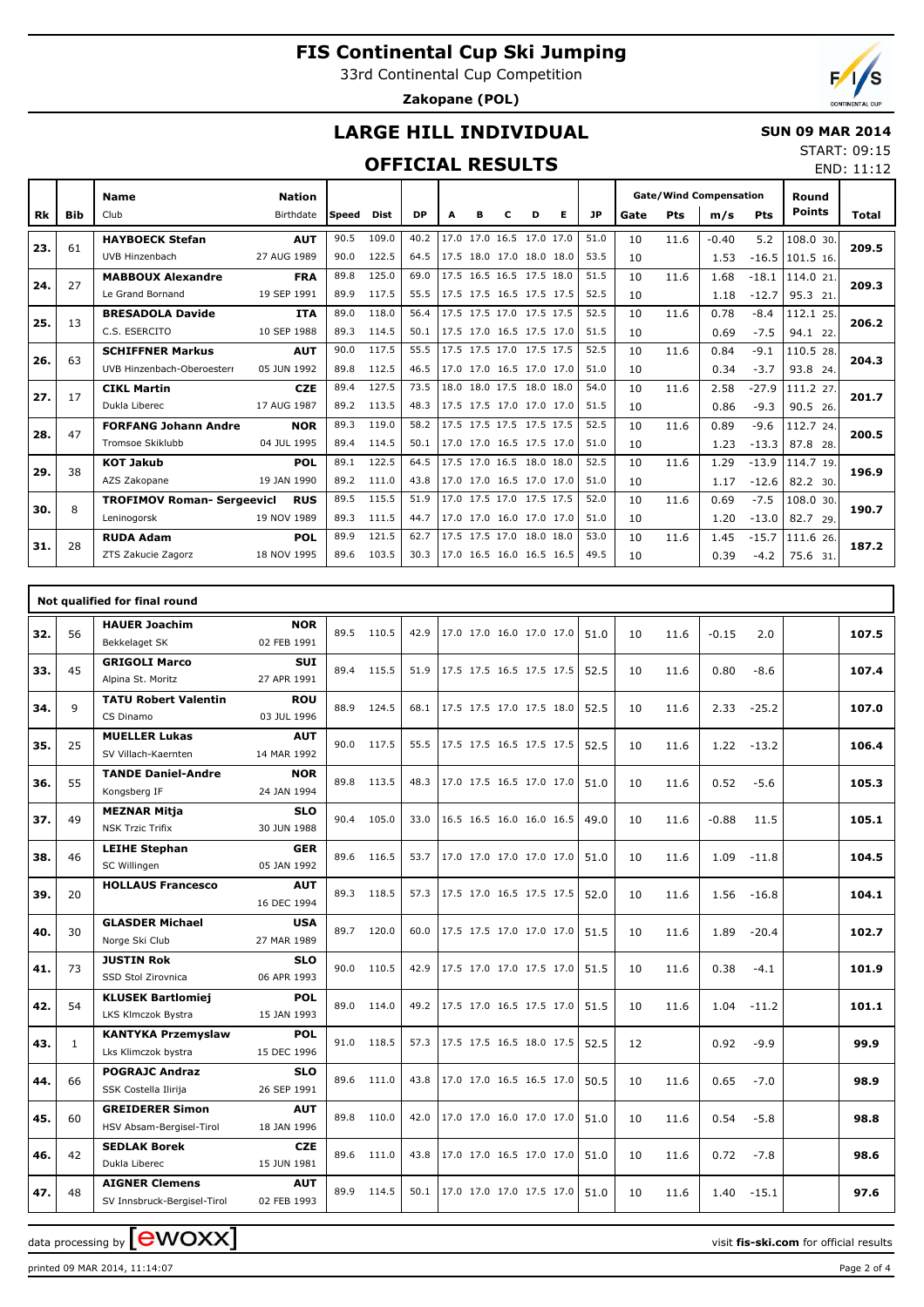# FIS Continental Cup Ski Jumping

33rd Continental Cup Competition

**Zakopane (POL)**

## LARGE HILL INDIVIDUAL

**SUN 09 MAR 2014**

START: 09:15

END: 11:12

## OFFICIAL RESULTS

| Rk | Bib | Name / Club | Nation / Birthdate | Speed | Dist | DP | A | B | C | D | E | JP | Gate | Pts | m/s | Pts | Round Points | Total |
|---|---|---|---|---|---|---|---|---|---|---|---|---|---|---|---|---|---|---|
| 23. | 61 | **HAYBOECK Stefan** | **AUT** | 90.5 | 109.0 | 40.2 | 17.0 | 17.0 | 16.5 | 17.0 | 17.0 | 51.0 | 10 | 11.6 | -0.40 | 5.2 | 108.0 30. | **209.5** |
| | | UVB Hinzenbach | 27 AUG 1989 | 90.0 | 122.5 | 64.5 | 17.5 | 18.0 | 17.0 | 18.0 | 18.0 | 53.5 | 10 | | 1.53 | -16.5 | 101.5 16. | |
| 24. | 27 | **MABBOUX Alexandre** | **FRA** | 89.8 | 125.0 | 69.0 | 17.5 | 16.5 | 16.5 | 17.5 | 18.0 | 51.5 | 10 | 11.6 | 1.68 | -18.1 | 114.0 21. | **209.3** |
| | | Le Grand Bornand | 19 SEP 1991 | 89.9 | 117.5 | 55.5 | 17.5 | 17.5 | 16.5 | 17.5 | 17.5 | 52.5 | 10 | | 1.18 | -12.7 | 95.3 21. | |
| 25. | 13 | **BRESADOLA Davide** | **ITA** | 89.0 | 118.0 | 56.4 | 17.5 | 17.5 | 17.0 | 17.5 | 17.5 | 52.5 | 10 | 11.6 | 0.78 | -8.4 | 112.1 25. | **206.2** |
| | | C.S. ESERCITO | 10 SEP 1988 | 89.3 | 114.5 | 50.1 | 17.5 | 17.0 | 16.5 | 17.5 | 17.0 | 51.5 | 10 | | 0.69 | -7.5 | 94.1 22. | |
| 26. | 63 | **SCHIFFNER Markus** | **AUT** | 90.0 | 117.5 | 55.5 | 17.5 | 17.5 | 17.0 | 17.5 | 17.5 | 52.5 | 10 | 11.6 | 0.84 | -9.1 | 110.5 28. | **204.3** |
| | | UVB Hinzenbach-Oberoesterr | 05 JUN 1992 | 89.8 | 112.5 | 46.5 | 17.0 | 17.0 | 16.5 | 17.0 | 17.0 | 51.0 | 10 | | 0.34 | -3.7 | 93.8 24. | |
| 27. | 17 | **CIKL Martin** | **CZE** | 89.4 | 127.5 | 73.5 | 18.0 | 18.0 | 17.5 | 18.0 | 18.0 | 54.0 | 10 | 11.6 | 2.58 | -27.9 | 111.2 27. | **201.7** |
| | | Dukla Liberec | 17 AUG 1987 | 89.2 | 113.5 | 48.3 | 17.5 | 17.5 | 17.0 | 17.0 | 17.0 | 51.5 | 10 | | 0.86 | -9.3 | 90.5 26. | |
| 28. | 47 | **FORFANG Johann Andre** | **NOR** | 89.3 | 119.0 | 58.2 | 17.5 | 17.5 | 17.5 | 17.5 | 17.5 | 52.5 | 10 | 11.6 | 0.89 | -9.6 | 112.7 24. | **200.5** |
| | | Tromsoe Skiklubb | 04 JUL 1995 | 89.4 | 114.5 | 50.1 | 17.0 | 17.0 | 16.5 | 17.5 | 17.0 | 51.0 | 10 | | 1.23 | -13.3 | 87.8 28. | |
| 29. | 38 | **KOT Jakub** | **POL** | 89.1 | 122.5 | 64.5 | 17.5 | 17.0 | 16.5 | 18.0 | 18.0 | 52.5 | 10 | 11.6 | 1.29 | -13.9 | 114.7 19. | **196.9** |
| | | AZS Zakopane | 19 JAN 1990 | 89.2 | 111.0 | 43.8 | 17.0 | 17.0 | 16.5 | 17.0 | 17.0 | 51.0 | 10 | | 1.17 | -12.6 | 82.2 30. | |
| 30. | 8 | **TROFIMOV Roman- Sergeevicl** | **RUS** | 89.5 | 115.5 | 51.9 | 17.0 | 17.5 | 17.0 | 17.5 | 17.5 | 52.0 | 10 | 11.6 | 0.69 | -7.5 | 108.0 30. | **190.7** |
| | | Leningorsk | 19 NOV 1989 | 89.3 | 111.5 | 44.7 | 17.0 | 17.0 | 16.0 | 17.0 | 17.0 | 51.0 | 10 | | 1.20 | -13.0 | 82.7 29. | |
| 31. | 28 | **RUDA Adam** | **POL** | 89.9 | 121.5 | 62.7 | 17.5 | 17.5 | 17.0 | 18.0 | 18.0 | 53.0 | 10 | 11.6 | 1.45 | -15.7 | 111.6 26. | **187.2** |
| | | ZTS Zakucie Zagorz | 18 NOV 1995 | 89.6 | 103.5 | 30.3 | 17.0 | 16.5 | 16.0 | 16.5 | 16.5 | 49.5 | 10 | | 0.39 | -4.2 | 75.6 31. | |

**Not qualified for final round**

| Rk | Bib | Name / Club | Nation / Birthdate | Speed | Dist | DP | A | B | C | D | E | JP | Gate | Pts | m/s | Pts | Round Points | Total |
|---|---|---|---|---|---|---|---|---|---|---|---|---|---|---|---|---|---|---|
| 32. | 56 | **HAUER Joachim** / Bekkelaget SK | **NOR** / 02 FEB 1991 | 89.5 | 110.5 | 42.9 | 17.0 | 17.0 | 16.0 | 17.0 | 17.0 | 51.0 | 10 | 11.6 | -0.15 | 2.0 | | **107.5** |
| 33. | 45 | **GRIGOLI Marco** / Alpina St. Moritz | **SUI** / 27 APR 1991 | 89.4 | 115.5 | 51.9 | 17.5 | 17.5 | 16.5 | 17.5 | 17.5 | 52.5 | 10 | 11.6 | 0.80 | -8.6 | | **107.4** |
| 34. | 9 | **TATU Robert Valentin** / CS Dinamo | **ROU** / 03 JUL 1996 | 88.9 | 124.5 | 68.1 | 17.5 | 17.5 | 17.0 | 17.5 | 18.0 | 52.5 | 10 | 11.6 | 2.33 | -25.2 | | **107.0** |
| 35. | 25 | **MUELLER Lukas** / SV Villach-Kaernten | **AUT** / 14 MAR 1992 | 90.0 | 117.5 | 55.5 | 17.5 | 17.5 | 16.5 | 17.5 | 17.5 | 52.5 | 10 | 11.6 | 1.22 | -13.2 | | **106.4** |
| 36. | 55 | **TANDE Daniel-Andre** / Kongsberg IF | **NOR** / 24 JAN 1994 | 89.8 | 113.5 | 48.3 | 17.0 | 17.5 | 16.5 | 17.0 | 17.0 | 51.0 | 10 | 11.6 | 0.52 | -5.6 | | **105.3** |
| 37. | 49 | **MEZNAR Mitja** / NSK Trzic Trifix | **SLO** / 30 JUN 1988 | 90.4 | 105.0 | 33.0 | 16.5 | 16.5 | 16.0 | 16.0 | 16.5 | 49.0 | 10 | 11.6 | -0.88 | 11.5 | | **105.1** |
| 38. | 46 | **LEIHE Stephan** / SC Willingen | **GER** / 05 JAN 1992 | 89.6 | 116.5 | 53.7 | 17.0 | 17.0 | 17.0 | 17.0 | 17.0 | 51.0 | 10 | 11.6 | 1.09 | -11.8 | | **104.5** |
| 39. | 20 | **HOLLAUS Francesco** | **AUT** / 16 DEC 1994 | 89.3 | 118.5 | 57.3 | 17.5 | 17.0 | 16.5 | 17.5 | 17.5 | 52.0 | 10 | 11.6 | 1.56 | -16.8 | | **104.1** |
| 40. | 30 | **GLASDER Michael** / Norge Ski Club | **USA** / 27 MAR 1989 | 89.7 | 120.0 | 60.0 | 17.5 | 17.5 | 17.0 | 17.0 | 17.0 | 51.5 | 10 | 11.6 | 1.89 | -20.4 | | **102.7** |
| 41. | 73 | **JUSTIN Rok** / SSD Stol Zirovnica | **SLO** / 06 APR 1993 | 90.0 | 110.5 | 42.9 | 17.5 | 17.0 | 17.0 | 17.5 | 17.0 | 51.5 | 10 | 11.6 | 0.38 | -4.1 | | **101.9** |
| 42. | 54 | **KLUSEK Bartlomiej** / LKS Klmczok Bystra | **POL** / 15 JAN 1993 | 89.0 | 114.0 | 49.2 | 17.5 | 17.0 | 16.5 | 17.5 | 17.0 | 51.5 | 10 | 11.6 | 1.04 | -11.2 | | **101.1** |
| 43. | 1 | **KANTYKA Przemyslaw** / Lks Klimczok bystra | **POL** / 15 DEC 1996 | 91.0 | 118.5 | 57.3 | 17.5 | 17.5 | 16.5 | 18.0 | 17.5 | 52.5 | 12 | | 0.92 | -9.9 | | **99.9** |
| 44. | 66 | **POGRAJC Andraz** / SSK Costella Ilirija | **SLO** / 26 SEP 1991 | 89.6 | 111.0 | 43.8 | 17.0 | 17.0 | 16.5 | 16.5 | 17.0 | 50.5 | 10 | 11.6 | 0.65 | -7.0 | | **98.9** |
| 45. | 60 | **GREIDERER Simon** / HSV Absam-Bergisel-Tirol | **AUT** / 18 JAN 1996 | 89.8 | 110.0 | 42.0 | 17.0 | 17.0 | 16.0 | 17.0 | 17.0 | 51.0 | 10 | 11.6 | 0.54 | -5.8 | | **98.8** |
| 46. | 42 | **SEDLAK Borek** / Dukla Liberec | **CZE** / 15 JUN 1981 | 89.6 | 111.0 | 43.8 | 17.0 | 17.0 | 16.5 | 17.0 | 17.0 | 51.0 | 10 | 11.6 | 0.72 | -7.8 | | **98.6** |
| 47. | 48 | **AIGNER Clemens** / SV Innsbruck-Bergisel-Tirol | **AUT** / 02 FEB 1993 | 89.9 | 114.5 | 50.1 | 17.0 | 17.0 | 17.0 | 17.5 | 17.0 | 51.0 | 10 | 11.6 | 1.40 | -15.1 | | **97.6** |

data processing by ewoxx — visit **fis-ski.com** for official results

printed 09 MAR 2014, 11:14:07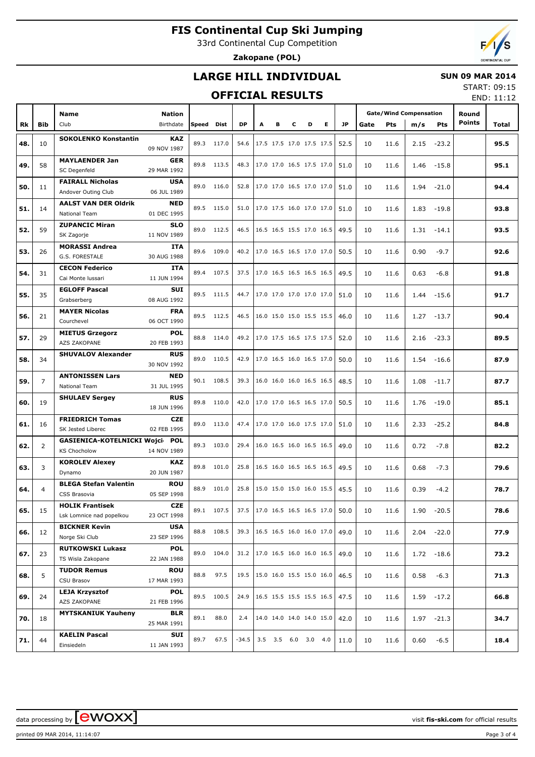# FIS Continental Cup Ski Jumping

33rd Continental Cup Competition

**Zakopane (POL)**

## LARGE HILL INDIVIDUAL

**SUN 09 MAR 2014**

START: 09:15
END: 11:12

## OFFICIAL RESULTS

| Rk | Bib | Name / Club | Nation / Birthdate | Speed | Dist | DP | A | B | C | D | E | JP | Gate | Pts | m/s | Pts | Round Points | Total |
|---|---|---|---|---|---|---|---|---|---|---|---|---|---|---|---|---|---|---|
| 48. | 10 | **SOKOLENKO Konstantin** | **KAZ** 09 NOV 1987 | 89.3 | 117.0 | 54.6 | 17.5 | 17.5 | 17.0 | 17.5 | 17.5 | 52.5 | 10 | 11.6 | 2.15 | -23.2 | | **95.5** |
| 49. | 58 | **MAYLAENDER Jan** SC Degenfeld | **GER** 29 MAR 1992 | 89.8 | 113.5 | 48.3 | 17.0 | 17.0 | 16.5 | 17.5 | 17.0 | 51.0 | 10 | 11.6 | 1.46 | -15.8 | | **95.1** |
| 50. | 11 | **FAIRALL Nicholas** Andover Outing Club | **USA** 06 JUL 1989 | 89.0 | 116.0 | 52.8 | 17.0 | 17.0 | 16.5 | 17.0 | 17.0 | 51.0 | 10 | 11.6 | 1.94 | -21.0 | | **94.4** |
| 51. | 14 | **AALST VAN DER Oldrik** National Team | **NED** 01 DEC 1995 | 89.5 | 115.0 | 51.0 | 17.0 | 17.5 | 16.0 | 17.0 | 17.0 | 51.0 | 10 | 11.6 | 1.83 | -19.8 | | **93.8** |
| 52. | 59 | **ZUPANCIC Miran** SK Zagorje | **SLO** 11 NOV 1989 | 89.0 | 112.5 | 46.5 | 16.5 | 16.5 | 15.5 | 17.0 | 16.5 | 49.5 | 10 | 11.6 | 1.31 | -14.1 | | **93.5** |
| 53. | 26 | **MORASSI Andrea** G.S. FORESTALE | **ITA** 30 AUG 1988 | 89.6 | 109.0 | 40.2 | 17.0 | 16.5 | 16.5 | 17.0 | 17.0 | 50.5 | 10 | 11.6 | 0.90 | -9.7 | | **92.6** |
| 54. | 31 | **CECON Federico** Cai Monte Iussari | **ITA** 11 JUN 1994 | 89.4 | 107.5 | 37.5 | 17.0 | 16.5 | 16.5 | 16.5 | 16.5 | 49.5 | 10 | 11.6 | 0.63 | -6.8 | | **91.8** |
| 55. | 35 | **EGLOFF Pascal** Grabserberg | **SUI** 08 AUG 1992 | 89.5 | 111.5 | 44.7 | 17.0 | 17.0 | 17.0 | 17.0 | 17.0 | 51.0 | 10 | 11.6 | 1.44 | -15.6 | | **91.7** |
| 56. | 21 | **MAYER Nicolas** Courchevel | **FRA** 06 OCT 1990 | 89.5 | 112.5 | 46.5 | 16.0 | 15.0 | 15.0 | 15.5 | 15.5 | 46.0 | 10 | 11.6 | 1.27 | -13.7 | | **90.4** |
| 57. | 29 | **MIETUS Grzegorz** AZS ZAKOPANE | **POL** 20 FEB 1993 | 88.8 | 114.0 | 49.2 | 17.0 | 17.5 | 16.5 | 17.5 | 17.5 | 52.0 | 10 | 11.6 | 2.16 | -23.3 | | **89.5** |
| 58. | 34 | **SHUVALOV Alexander** | **RUS** 30 NOV 1992 | 89.0 | 110.5 | 42.9 | 17.0 | 16.5 | 16.0 | 16.5 | 17.0 | 50.0 | 10 | 11.6 | 1.54 | -16.6 | | **87.9** |
| 59. | 7 | **ANTONISSEN Lars** National Team | **NED** 31 JUL 1995 | 90.1 | 108.5 | 39.3 | 16.0 | 16.0 | 16.0 | 16.5 | 16.5 | 48.5 | 10 | 11.6 | 1.08 | -11.7 | | **87.7** |
| 60. | 19 | **SHULAEV Sergey** | **RUS** 18 JUN 1996 | 89.8 | 110.0 | 42.0 | 17.0 | 17.0 | 16.5 | 16.5 | 17.0 | 50.5 | 10 | 11.6 | 1.76 | -19.0 | | **85.1** |
| 61. | 16 | **FRIEDRICH Tomas** SK Jested Liberec | **CZE** 02 FEB 1995 | 89.0 | 113.0 | 47.4 | 17.0 | 17.0 | 16.0 | 17.5 | 17.0 | 51.0 | 10 | 11.6 | 2.33 | -25.2 | | **84.8** |
| 62. | 2 | **GASIENICA-KOTELNICKI Wojci** KS Chocholow | **POL** 14 NOV 1989 | 89.3 | 103.0 | 29.4 | 16.0 | 16.5 | 16.0 | 16.5 | 16.5 | 49.0 | 10 | 11.6 | 0.72 | -7.8 | | **82.2** |
| 63. | 3 | **KOROLEV Alexey** Dynamo | **KAZ** 20 JUN 1987 | 89.8 | 101.0 | 25.8 | 16.5 | 16.0 | 16.5 | 16.5 | 16.5 | 49.5 | 10 | 11.6 | 0.68 | -7.3 | | **79.6** |
| 64. | 4 | **BLEGA Stefan Valentin** CSS Brasovia | **ROU** 05 SEP 1998 | 88.9 | 101.0 | 25.8 | 15.0 | 15.0 | 15.0 | 16.0 | 15.5 | 45.5 | 10 | 11.6 | 0.39 | -4.2 | | **78.7** |
| 65. | 15 | **HOLIK Frantisek** Lsk Lomnice nad popelkou | **CZE** 23 OCT 1998 | 89.1 | 107.5 | 37.5 | 17.0 | 16.5 | 16.5 | 16.5 | 17.0 | 50.0 | 10 | 11.6 | 1.90 | -20.5 | | **78.6** |
| 66. | 12 | **BICKNER Kevin** Norge Ski Club | **USA** 23 SEP 1996 | 88.8 | 108.5 | 39.3 | 16.5 | 16.5 | 16.0 | 16.0 | 17.0 | 49.0 | 10 | 11.6 | 2.04 | -22.0 | | **77.9** |
| 67. | 23 | **RUTKOWSKI Lukasz** TS Wisla Zakopane | **POL** 22 JAN 1988 | 89.0 | 104.0 | 31.2 | 17.0 | 16.5 | 16.0 | 16.0 | 16.5 | 49.0 | 10 | 11.6 | 1.72 | -18.6 | | **73.2** |
| 68. | 5 | **TUDOR Remus** CSU Brasov | **ROU** 17 MAR 1993 | 88.8 | 97.5 | 19.5 | 15.0 | 16.0 | 15.5 | 15.0 | 16.0 | 46.5 | 10 | 11.6 | 0.58 | -6.3 | | **71.3** |
| 69. | 24 | **LEJA Krzysztof** AZS ZAKOPANE | **POL** 21 FEB 1996 | 89.5 | 100.5 | 24.9 | 16.5 | 15.5 | 15.5 | 15.5 | 16.5 | 47.5 | 10 | 11.6 | 1.59 | -17.2 | | **66.8** |
| 70. | 18 | **MYTSKANIUK Yauheny** | **BLR** 25 MAR 1991 | 89.1 | 88.0 | 2.4 | 14.0 | 14.0 | 14.0 | 14.0 | 15.0 | 42.0 | 10 | 11.6 | 1.97 | -21.3 | | **34.7** |
| 71. | 44 | **KAELIN Pascal** Einsiedeln | **SUI** 11 JAN 1993 | 89.7 | 67.5 | -34.5 | 3.5 | 3.5 | 6.0 | 3.0 | 4.0 | 11.0 | 10 | 11.6 | 0.60 | -6.5 | | **18.4** |

data processing by ewoxx — visit **fis-ski.com** for official results

printed 09 MAR 2014, 11:14:07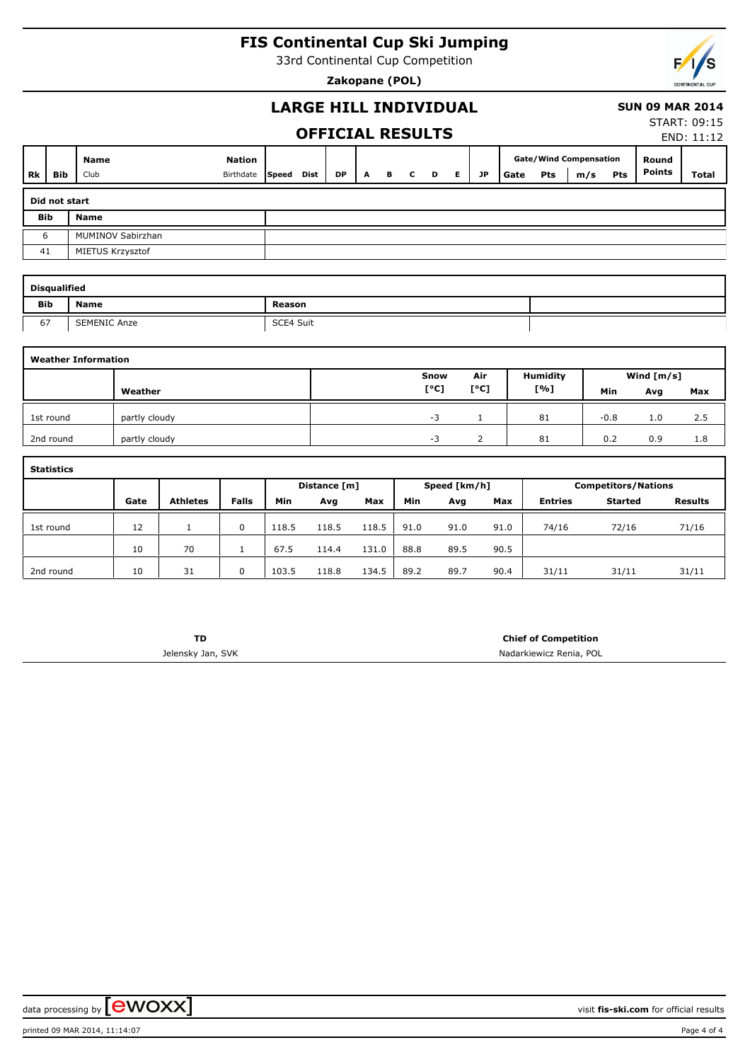# FIS Continental Cup Ski Jumping

33rd Continental Cup Competition

**Zakopane (POL)**

## LARGE HILL INDIVIDUAL

**SUN 09 MAR 2014**

START: 09:15

END: 11:12

## OFFICIAL RESULTS

| Rk | Bib | Name<br>Club | Nation<br>Birthdate | Speed | Dist | DP | A | B | C | D | E | JP | Gate | Pts | m/s | Pts | Round Points | Total |
|---|---|---|---|---|---|---|---|---|---|---|---|---|---|---|---|---|---|---|

**Did not start**

| Bib | Name |
|---|---|
| 6 | MUMINOV Sabirzhan |
| 41 | MIETUS Krzysztof |

**Disqualified**

| Bib | Name | Reason |
|---|---|---|
| 67 | SEMENIC Anze | SCE4 Suit |

**Weather Information**

| | Weather | Snow [°C] | Air [°C] | Humidity [%] | Wind [m/s] Min | Avg | Max |
|---|---|---|---|---|---|---|---|
| 1st round | partly cloudy | -3 | 1 | 81 | -0.8 | 1.0 | 2.5 |
| 2nd round | partly cloudy | -3 | 2 | 81 | 0.2 | 0.9 | 1.8 |

**Statistics**

| | Gate | Athletes | Falls | Distance [m] Min | Avg | Max | Speed [km/h] Min | Avg | Max | Competitors/Nations Entries | Started | Results |
|---|---|---|---|---|---|---|---|---|---|---|---|---|
| 1st round | 12 | 1 | 0 | 118.5 | 118.5 | 118.5 | 91.0 | 91.0 | 91.0 | 74/16 | 72/16 | 71/16 |
| | 10 | 70 | 1 | 67.5 | 114.4 | 131.0 | 88.8 | 89.5 | 90.5 | | | |
| 2nd round | 10 | 31 | 0 | 103.5 | 118.8 | 134.5 | 89.2 | 89.7 | 90.4 | 31/11 | 31/11 | 31/11 |

**TD**
Jelensky Jan, SVK

**Chief of Competition**
Nadarkiewicz Renia, POL

data processing by ewoxx — visit **fis-ski.com** for official results

printed 09 MAR 2014, 11:14:07